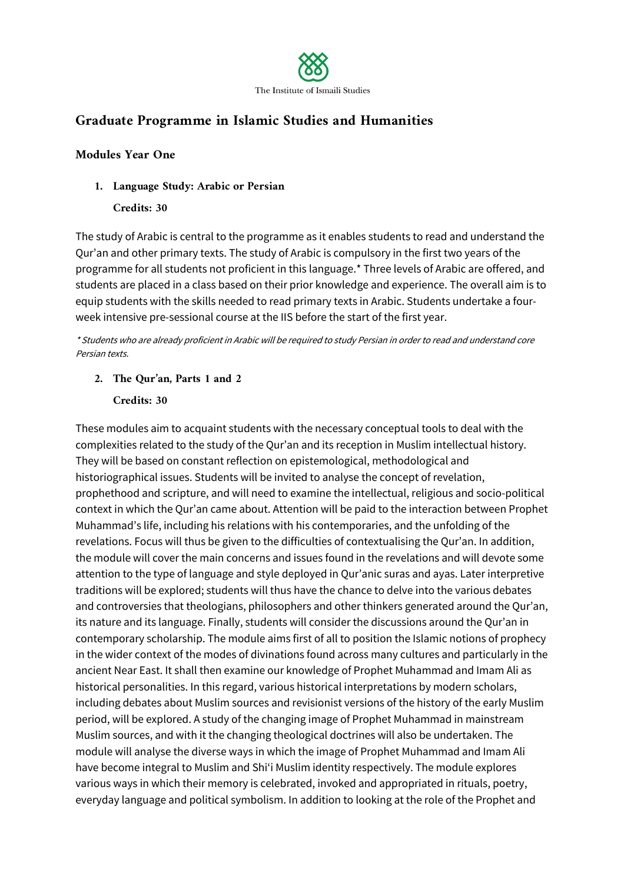The Institute of Ismaili Studies

# Graduate Programme in Islamic Studies and Humanities

## Modules Year One

1. **Language Study: Arabic or Persian**

   **Credits: 30**

The study of Arabic is central to the programme as it enables students to read and understand the Qur'an and other primary texts. The study of Arabic is compulsory in the first two years of the programme for all students not proficient in this language.* Three levels of Arabic are offered, and students are placed in a class based on their prior knowledge and experience. The overall aim is to equip students with the skills needed to read primary texts in Arabic. Students undertake a four-week intensive pre-sessional course at the IIS before the start of the first year.

*\* Students who are already proficient in Arabic will be required to study Persian in order to read and understand core Persian texts.*

2. **The Qur'an, Parts 1 and 2**

   **Credits: 30**

These modules aim to acquaint students with the necessary conceptual tools to deal with the complexities related to the study of the Qur'an and its reception in Muslim intellectual history. They will be based on constant reflection on epistemological, methodological and historiographical issues. Students will be invited to analyse the concept of revelation, prophethood and scripture, and will need to examine the intellectual, religious and socio-political context in which the Qur'an came about. Attention will be paid to the interaction between Prophet Muhammad's life, including his relations with his contemporaries, and the unfolding of the revelations. Focus will thus be given to the difficulties of contextualising the Qur'an. In addition, the module will cover the main concerns and issues found in the revelations and will devote some attention to the type of language and style deployed in Qur'anic suras and ayas. Later interpretive traditions will be explored; students will thus have the chance to delve into the various debates and controversies that theologians, philosophers and other thinkers generated around the Qur'an, its nature and its language. Finally, students will consider the discussions around the Qur'an in contemporary scholarship. The module aims first of all to position the Islamic notions of prophecy in the wider context of the modes of divinations found across many cultures and particularly in the ancient Near East. It shall then examine our knowledge of Prophet Muhammad and Imam Ali as historical personalities. In this regard, various historical interpretations by modern scholars, including debates about Muslim sources and revisionist versions of the history of the early Muslim period, will be explored. A study of the changing image of Prophet Muhammad in mainstream Muslim sources, and with it the changing theological doctrines will also be undertaken. The module will analyse the diverse ways in which the image of Prophet Muhammad and Imam Ali have become integral to Muslim and Shi'i Muslim identity respectively. The module explores various ways in which their memory is celebrated, invoked and appropriated in rituals, poetry, everyday language and political symbolism. In addition to looking at the role of the Prophet and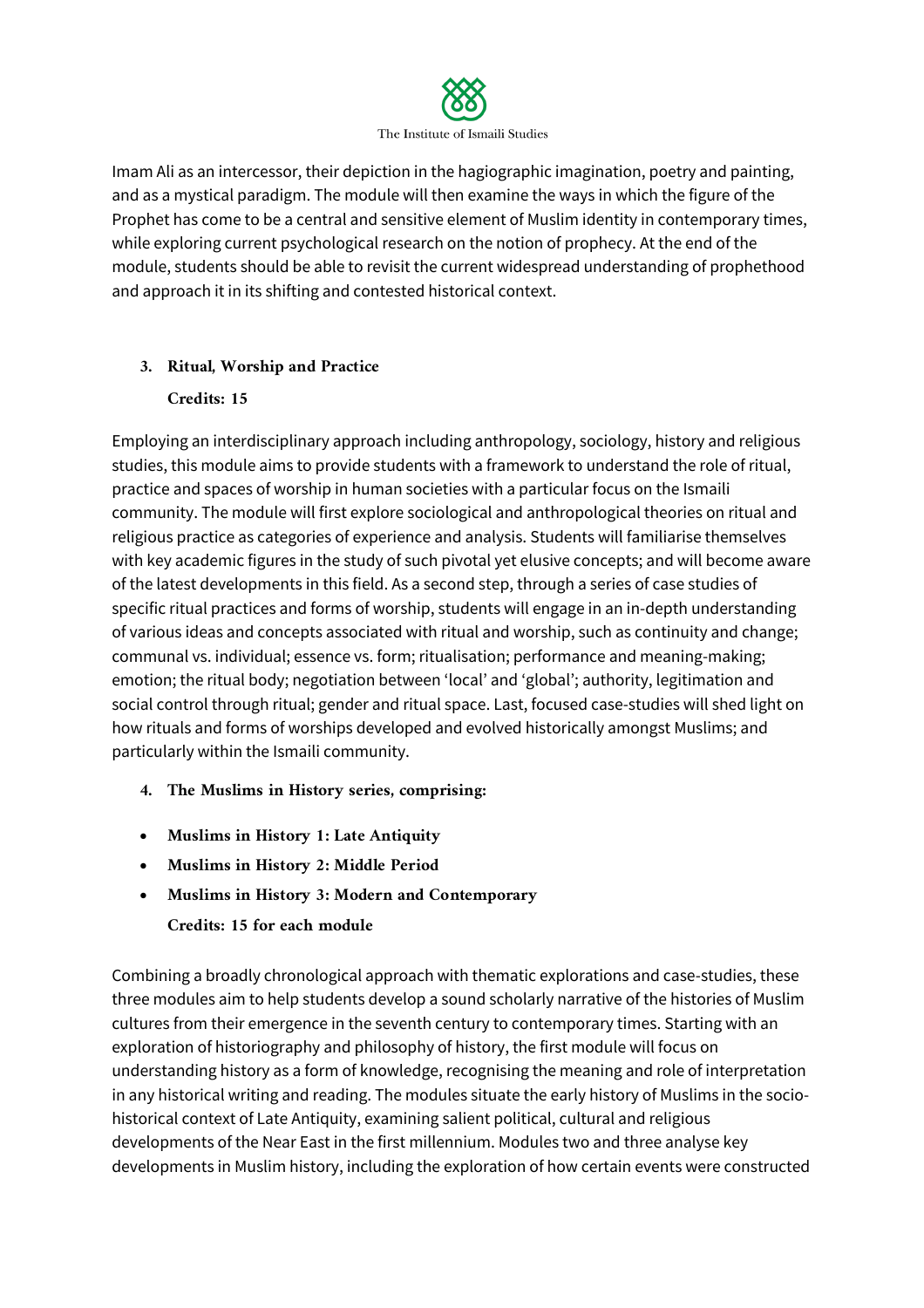Imam Ali as an intercessor, their depiction in the hagiographic imagination, poetry and painting, and as a mystical paradigm. The module will then examine the ways in which the figure of the Prophet has come to be a central and sensitive element of Muslim identity in contemporary times, while exploring current psychological research on the notion of prophecy. At the end of the module, students should be able to revisit the current widespread understanding of prophethood and approach it in its shifting and contested historical context.

3. **Ritual, Worship and Practice**

   **Credits: 15**

Employing an interdisciplinary approach including anthropology, sociology, history and religious studies, this module aims to provide students with a framework to understand the role of ritual, practice and spaces of worship in human societies with a particular focus on the Ismaili community. The module will first explore sociological and anthropological theories on ritual and religious practice as categories of experience and analysis. Students will familiarise themselves with key academic figures in the study of such pivotal yet elusive concepts; and will become aware of the latest developments in this field. As a second step, through a series of case studies of specific ritual practices and forms of worship, students will engage in an in-depth understanding of various ideas and concepts associated with ritual and worship, such as continuity and change; communal vs. individual; essence vs. form; ritualisation; performance and meaning-making; emotion; the ritual body; negotiation between 'local' and 'global'; authority, legitimation and social control through ritual; gender and ritual space. Last, focused case-studies will shed light on how rituals and forms of worships developed and evolved historically amongst Muslims; and particularly within the Ismaili community.

4. **The Muslims in History series, comprising:**

- **Muslims in History 1: Late Antiquity**
- **Muslims in History 2: Middle Period**
- **Muslims in History 3: Modern and Contemporary**

  **Credits: 15 for each module**

Combining a broadly chronological approach with thematic explorations and case-studies, these three modules aim to help students develop a sound scholarly narrative of the histories of Muslim cultures from their emergence in the seventh century to contemporary times. Starting with an exploration of historiography and philosophy of history, the first module will focus on understanding history as a form of knowledge, recognising the meaning and role of interpretation in any historical writing and reading. The modules situate the early history of Muslims in the socio-historical context of Late Antiquity, examining salient political, cultural and religious developments of the Near East in the first millennium. Modules two and three analyse key developments in Muslim history, including the exploration of how certain events were constructed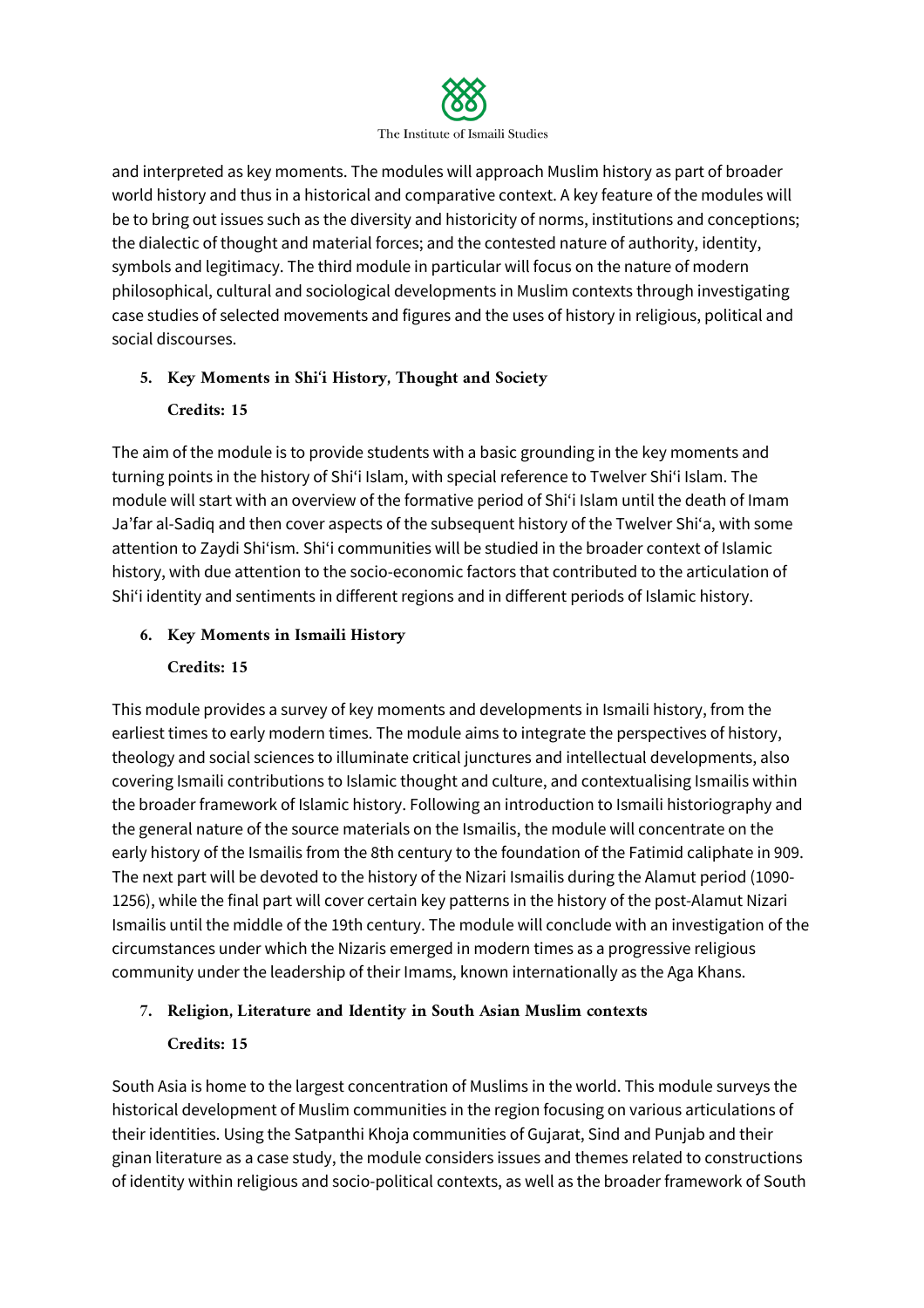and interpreted as key moments. The modules will approach Muslim history as part of broader world history and thus in a historical and comparative context. A key feature of the modules will be to bring out issues such as the diversity and historicity of norms, institutions and conceptions; the dialectic of thought and material forces; and the contested nature of authority, identity, symbols and legitimacy. The third module in particular will focus on the nature of modern philosophical, cultural and sociological developments in Muslim contexts through investigating case studies of selected movements and figures and the uses of history in religious, political and social discourses.

5. **Key Moments in Shi'i History, Thought and Society**

   **Credits: 15**

The aim of the module is to provide students with a basic grounding in the key moments and turning points in the history of Shi'i Islam, with special reference to Twelver Shi'i Islam. The module will start with an overview of the formative period of Shi'i Islam until the death of Imam Ja'far al-Sadiq and then cover aspects of the subsequent history of the Twelver Shi'a, with some attention to Zaydi Shi'ism. Shi'i communities will be studied in the broader context of Islamic history, with due attention to the socio-economic factors that contributed to the articulation of Shi'i identity and sentiments in different regions and in different periods of Islamic history.

6. **Key Moments in Ismaili History**

   **Credits: 15**

This module provides a survey of key moments and developments in Ismaili history, from the earliest times to early modern times. The module aims to integrate the perspectives of history, theology and social sciences to illuminate critical junctures and intellectual developments, also covering Ismaili contributions to Islamic thought and culture, and contextualising Ismailis within the broader framework of Islamic history. Following an introduction to Ismaili historiography and the general nature of the source materials on the Ismailis, the module will concentrate on the early history of the Ismailis from the 8th century to the foundation of the Fatimid caliphate in 909. The next part will be devoted to the history of the Nizari Ismailis during the Alamut period (1090-1256), while the final part will cover certain key patterns in the history of the post-Alamut Nizari Ismailis until the middle of the 19th century. The module will conclude with an investigation of the circumstances under which the Nizaris emerged in modern times as a progressive religious community under the leadership of their Imams, known internationally as the Aga Khans.

7. **Religion, Literature and Identity in South Asian Muslim contexts**

   **Credits: 15**

South Asia is home to the largest concentration of Muslims in the world. This module surveys the historical development of Muslim communities in the region focusing on various articulations of their identities. Using the Satpanthi Khoja communities of Gujarat, Sind and Punjab and their ginan literature as a case study, the module considers issues and themes related to constructions of identity within religious and socio-political contexts, as well as the broader framework of South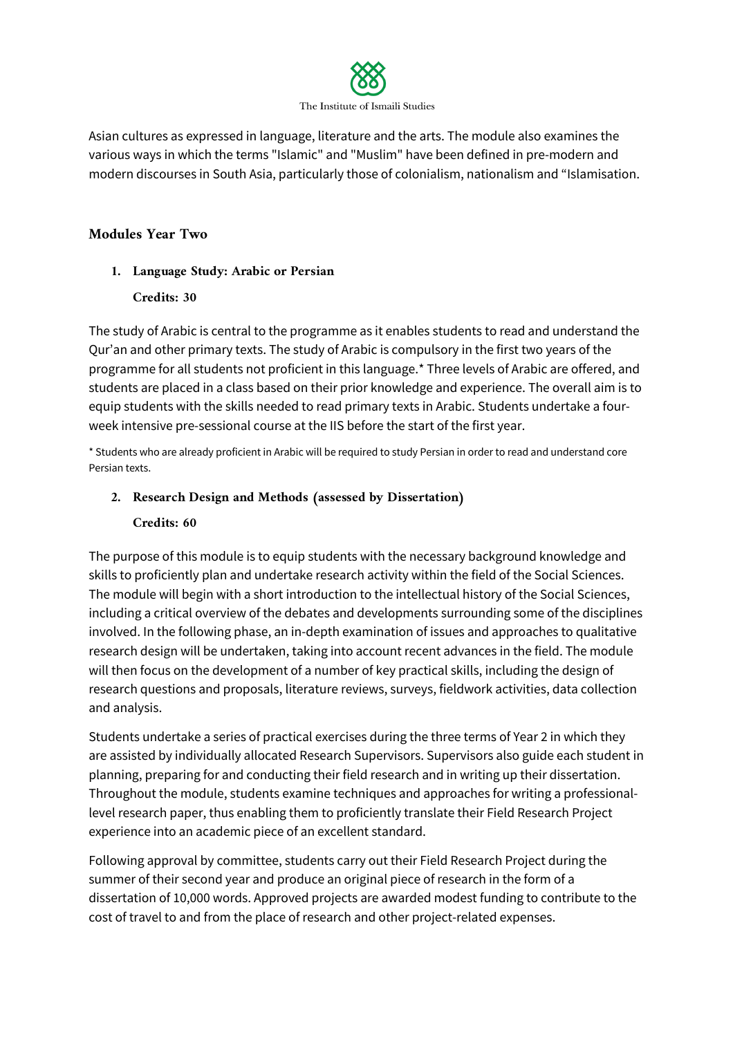Asian cultures as expressed in language, literature and the arts. The module also examines the various ways in which the terms "Islamic" and "Muslim" have been defined in pre-modern and modern discourses in South Asia, particularly those of colonialism, nationalism and "Islamisation.

## Modules Year Two

### 1. Language Study: Arabic or Persian

**Credits: 30**

The study of Arabic is central to the programme as it enables students to read and understand the Qur'an and other primary texts. The study of Arabic is compulsory in the first two years of the programme for all students not proficient in this language.* Three levels of Arabic are offered, and students are placed in a class based on their prior knowledge and experience. The overall aim is to equip students with the skills needed to read primary texts in Arabic. Students undertake a four-week intensive pre-sessional course at the IIS before the start of the first year.

* Students who are already proficient in Arabic will be required to study Persian in order to read and understand core Persian texts.

### 2. Research Design and Methods (assessed by Dissertation)

**Credits: 60**

The purpose of this module is to equip students with the necessary background knowledge and skills to proficiently plan and undertake research activity within the field of the Social Sciences. The module will begin with a short introduction to the intellectual history of the Social Sciences, including a critical overview of the debates and developments surrounding some of the disciplines involved. In the following phase, an in-depth examination of issues and approaches to qualitative research design will be undertaken, taking into account recent advances in the field. The module will then focus on the development of a number of key practical skills, including the design of research questions and proposals, literature reviews, surveys, fieldwork activities, data collection and analysis.

Students undertake a series of practical exercises during the three terms of Year 2 in which they are assisted by individually allocated Research Supervisors. Supervisors also guide each student in planning, preparing for and conducting their field research and in writing up their dissertation. Throughout the module, students examine techniques and approaches for writing a professional-level research paper, thus enabling them to proficiently translate their Field Research Project experience into an academic piece of an excellent standard.

Following approval by committee, students carry out their Field Research Project during the summer of their second year and produce an original piece of research in the form of a dissertation of 10,000 words. Approved projects are awarded modest funding to contribute to the cost of travel to and from the place of research and other project-related expenses.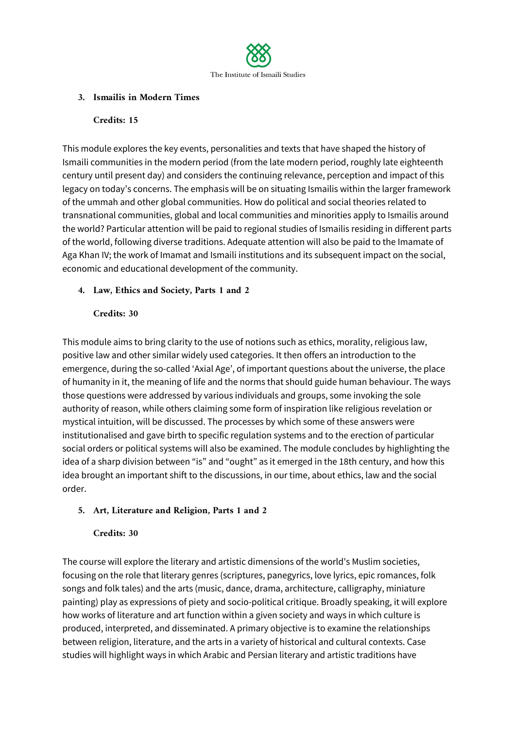3. **Ismailis in Modern Times**

   **Credits: 15**

This module explores the key events, personalities and texts that have shaped the history of Ismaili communities in the modern period (from the late modern period, roughly late eighteenth century until present day) and considers the continuing relevance, perception and impact of this legacy on today's concerns. The emphasis will be on situating Ismailis within the larger framework of the ummah and other global communities. How do political and social theories related to transnational communities, global and local communities and minorities apply to Ismailis around the world? Particular attention will be paid to regional studies of Ismailis residing in different parts of the world, following diverse traditions. Adequate attention will also be paid to the Imamate of Aga Khan IV; the work of Imamat and Ismaili institutions and its subsequent impact on the social, economic and educational development of the community.

4. **Law, Ethics and Society, Parts 1 and 2**

   **Credits: 30**

This module aims to bring clarity to the use of notions such as ethics, morality, religious law, positive law and other similar widely used categories. It then offers an introduction to the emergence, during the so-called 'Axial Age', of important questions about the universe, the place of humanity in it, the meaning of life and the norms that should guide human behaviour. The ways those questions were addressed by various individuals and groups, some invoking the sole authority of reason, while others claiming some form of inspiration like religious revelation or mystical intuition, will be discussed. The processes by which some of these answers were institutionalised and gave birth to specific regulation systems and to the erection of particular social orders or political systems will also be examined. The module concludes by highlighting the idea of a sharp division between "is" and "ought" as it emerged in the 18th century, and how this idea brought an important shift to the discussions, in our time, about ethics, law and the social order.

5. **Art, Literature and Religion, Parts 1 and 2**

   **Credits: 30**

The course will explore the literary and artistic dimensions of the world's Muslim societies, focusing on the role that literary genres (scriptures, panegyrics, love lyrics, epic romances, folk songs and folk tales) and the arts (music, dance, drama, architecture, calligraphy, miniature painting) play as expressions of piety and socio-political critique. Broadly speaking, it will explore how works of literature and art function within a given society and ways in which culture is produced, interpreted, and disseminated. A primary objective is to examine the relationships between religion, literature, and the arts in a variety of historical and cultural contexts. Case studies will highlight ways in which Arabic and Persian literary and artistic traditions have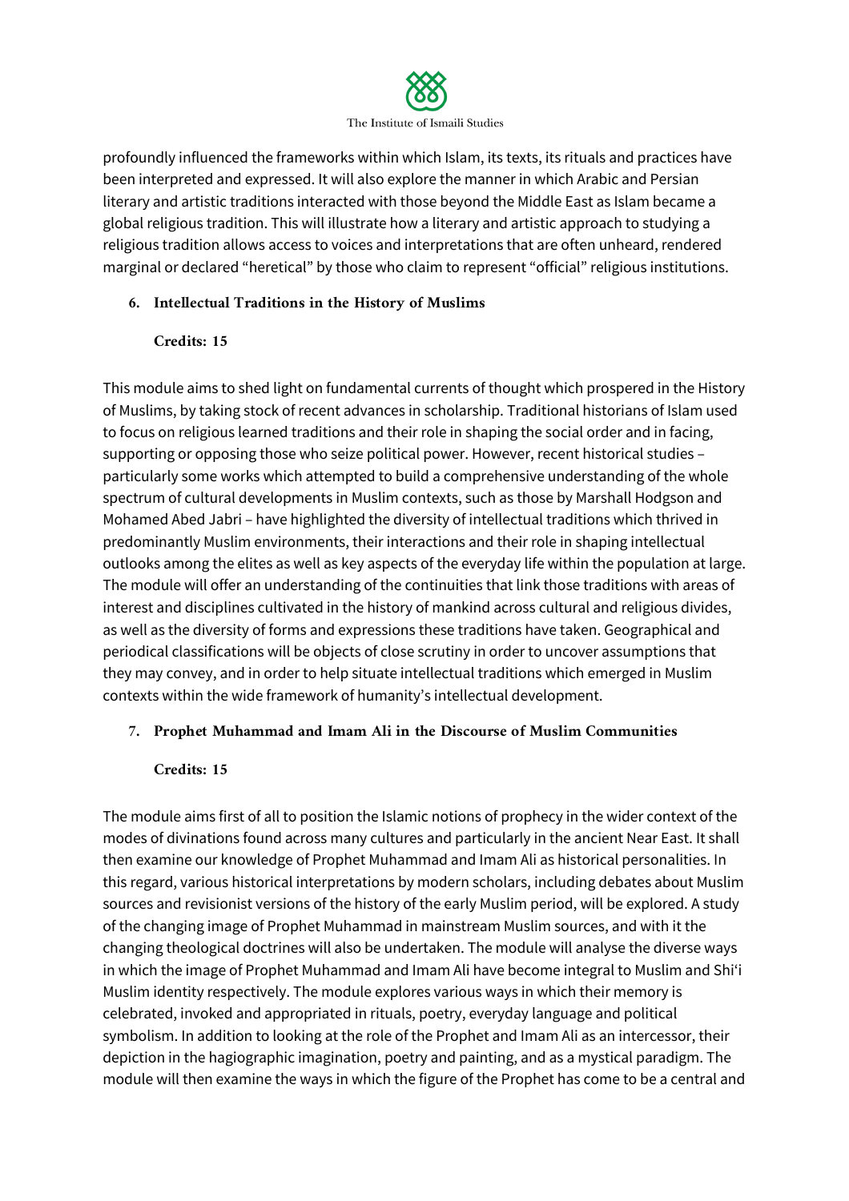profoundly influenced the frameworks within which Islam, its texts, its rituals and practices have been interpreted and expressed. It will also explore the manner in which Arabic and Persian literary and artistic traditions interacted with those beyond the Middle East as Islam became a global religious tradition. This will illustrate how a literary and artistic approach to studying a religious tradition allows access to voices and interpretations that are often unheard, rendered marginal or declared "heretical" by those who claim to represent "official" religious institutions.

6. **Intellectual Traditions in the History of Muslims**

   **Credits: 15**

This module aims to shed light on fundamental currents of thought which prospered in the History of Muslims, by taking stock of recent advances in scholarship. Traditional historians of Islam used to focus on religious learned traditions and their role in shaping the social order and in facing, supporting or opposing those who seize political power. However, recent historical studies – particularly some works which attempted to build a comprehensive understanding of the whole spectrum of cultural developments in Muslim contexts, such as those by Marshall Hodgson and Mohamed Abed Jabri – have highlighted the diversity of intellectual traditions which thrived in predominantly Muslim environments, their interactions and their role in shaping intellectual outlooks among the elites as well as key aspects of the everyday life within the population at large. The module will offer an understanding of the continuities that link those traditions with areas of interest and disciplines cultivated in the history of mankind across cultural and religious divides, as well as the diversity of forms and expressions these traditions have taken. Geographical and periodical classifications will be objects of close scrutiny in order to uncover assumptions that they may convey, and in order to help situate intellectual traditions which emerged in Muslim contexts within the wide framework of humanity's intellectual development.

7. **Prophet Muhammad and Imam Ali in the Discourse of Muslim Communities**

   **Credits: 15**

The module aims first of all to position the Islamic notions of prophecy in the wider context of the modes of divinations found across many cultures and particularly in the ancient Near East. It shall then examine our knowledge of Prophet Muhammad and Imam Ali as historical personalities. In this regard, various historical interpretations by modern scholars, including debates about Muslim sources and revisionist versions of the history of the early Muslim period, will be explored. A study of the changing image of Prophet Muhammad in mainstream Muslim sources, and with it the changing theological doctrines will also be undertaken. The module will analyse the diverse ways in which the image of Prophet Muhammad and Imam Ali have become integral to Muslim and Shi'i Muslim identity respectively. The module explores various ways in which their memory is celebrated, invoked and appropriated in rituals, poetry, everyday language and political symbolism. In addition to looking at the role of the Prophet and Imam Ali as an intercessor, their depiction in the hagiographic imagination, poetry and painting, and as a mystical paradigm. The module will then examine the ways in which the figure of the Prophet has come to be a central and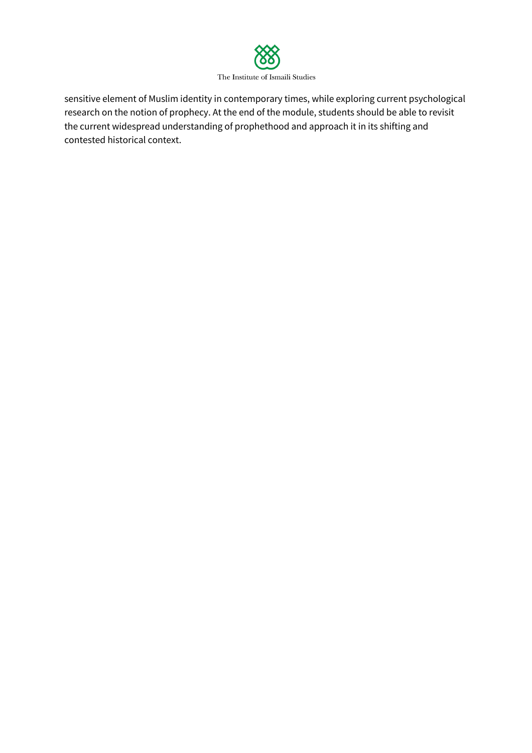sensitive element of Muslim identity in contemporary times, while exploring current psychological research on the notion of prophecy. At the end of the module, students should be able to revisit the current widespread understanding of prophethood and approach it in its shifting and contested historical context.